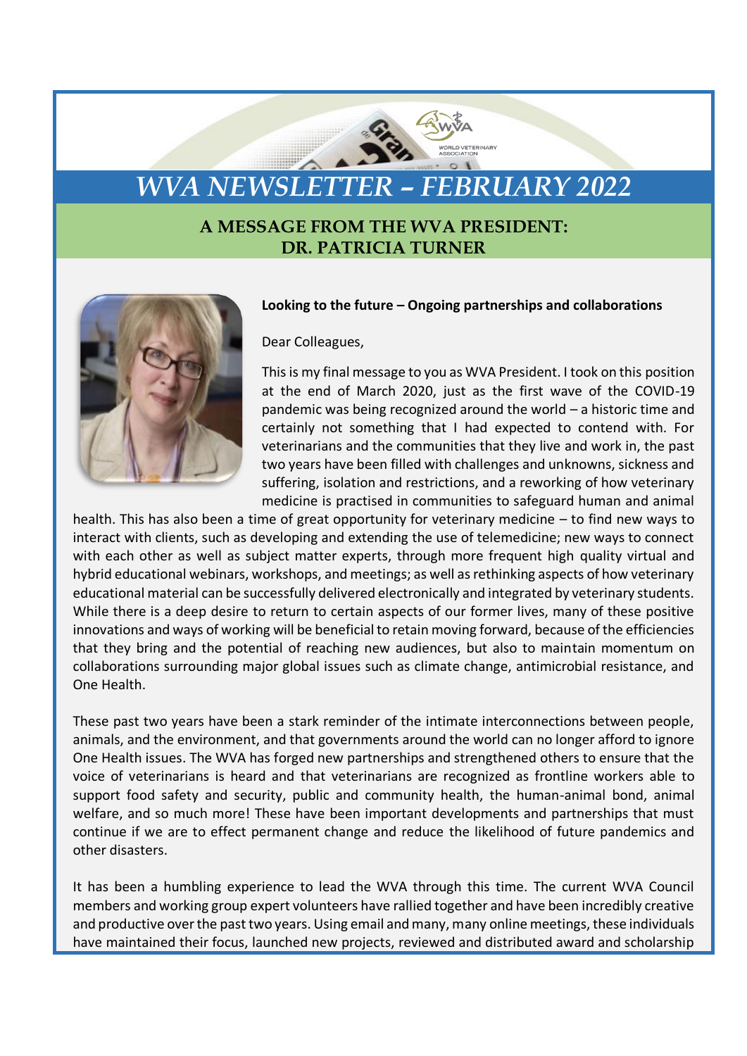# *WVA NEWSLETTER – FEBRUARY 2022*

## A MESSAGE FROM THE WVA PRESIDENT: DR. PATRICIA TURNER

**Looking to the future – Ongoing partnerships and collaborations**

Dear Colleagues,

This is my final message to you as WVA President. I took on this position at the end of March 2020, just as the first wave of the COVID-19 pandemic was being recognized around the world – a historic time and certainly not something that I had expected to contend with. For veterinarians and the communities that they live and work in, the past two years have been filled with challenges and unknowns, sickness and suffering, isolation and restrictions, and a reworking of how veterinary medicine is practised in communities to safeguard human and animal health. This has also been a time of great opportunity for veterinary medicine – to find new ways to interact with clients, such as developing and extending the use of telemedicine; new ways to connect with each other as well as subject matter experts, through more frequent high quality virtual and hybrid educational webinars, workshops, and meetings; as well as rethinking aspects of how veterinary educational material can be successfully delivered electronically and integrated by veterinary students. While there is a deep desire to return to certain aspects of our former lives, many of these positive innovations and ways of working will be beneficial to retain moving forward, because of the efficiencies that they bring and the potential of reaching new audiences, but also to maintain momentum on collaborations surrounding major global issues such as climate change, antimicrobial resistance, and One Health.

These past two years have been a stark reminder of the intimate interconnections between people, animals, and the environment, and that governments around the world can no longer afford to ignore One Health issues. The WVA has forged new partnerships and strengthened others to ensure that the voice of veterinarians is heard and that veterinarians are recognized as frontline workers able to support food safety and security, public and community health, the human-animal bond, animal welfare, and so much more! These have been important developments and partnerships that must continue if we are to effect permanent change and reduce the likelihood of future pandemics and other disasters.

It has been a humbling experience to lead the WVA through this time. The current WVA Council members and working group expert volunteers have rallied together and have been incredibly creative and productive over the past two years. Using email and many, many online meetings, these individuals have maintained their focus, launched new projects, reviewed and distributed award and scholarship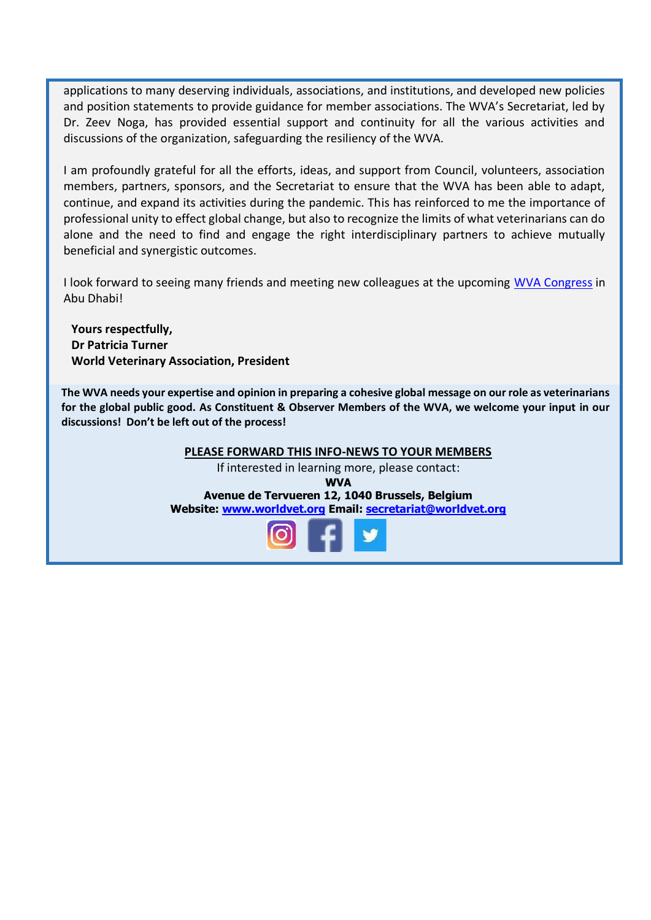applications to many deserving individuals, associations, and institutions, and developed new policies and position statements to provide guidance for member associations. The WVA's Secretariat, led by Dr. Zeev Noga, has provided essential support and continuity for all the various activities and discussions of the organization, safeguarding the resiliency of the WVA.

I am profoundly grateful for all the efforts, ideas, and support from Council, volunteers, association members, partners, sponsors, and the Secretariat to ensure that the WVA has been able to adapt, continue, and expand its activities during the pandemic. This has reinforced to me the importance of professional unity to effect global change, but also to recognize the limits of what veterinarians can do alone and the need to find and engage the right interdisciplinary partners to achieve mutually beneficial and synergistic outcomes.

I look forward to seeing many friends and meeting new colleagues at the upcoming WVA Congress in Abu Dhabi!

**Yours respectfully,**
**Dr Patricia Turner**
**World Veterinary Association, President**

**The WVA needs your expertise and opinion in preparing a cohesive global message on our role as veterinarians for the global public good. As Constituent & Observer Members of the WVA, we welcome your input in our discussions! Don't be left out of the process!**

**PLEASE FORWARD THIS INFO-NEWS TO YOUR MEMBERS**

If interested in learning more, please contact:

**WVA**
**Avenue de Tervueren 12, 1040 Brussels, Belgium**
**Website: www.worldvet.org Email: secretariat@worldvet.org**